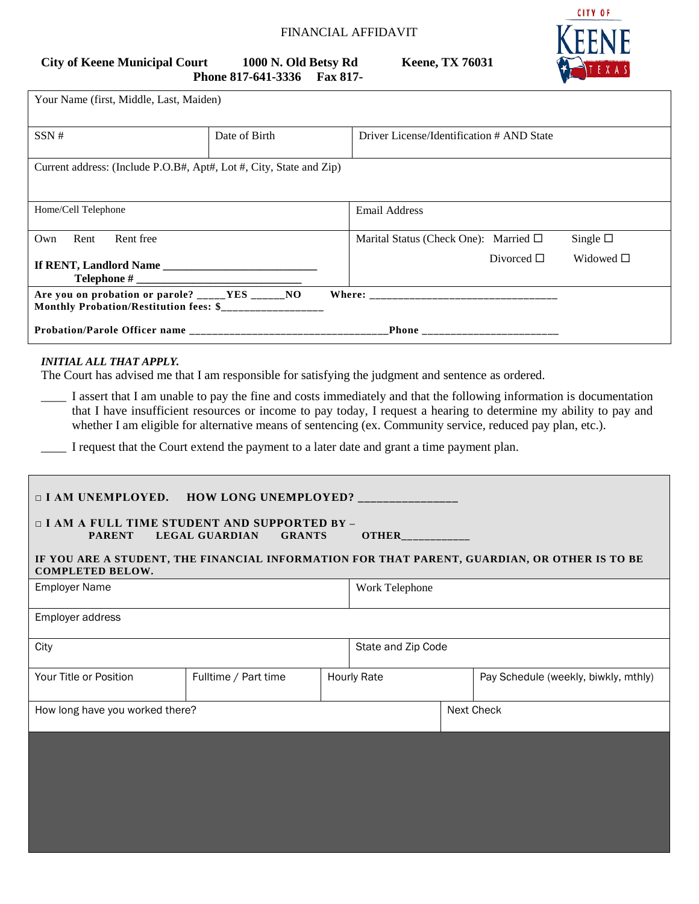# FINANCIAL AFFIDAVIT

**City of Keene Municipal Court** **1000 N. Old Betsy Rd** **Keene, TX 76031**
**Phone 817-641-3336** **Fax 817-**

| Your Name (first, Middle, Last, Maiden) | | |
|---|---|---|
| SSN # | Date of Birth | Driver License/Identification # AND State |
| Current address: (Include P.O.B#, Apt#, Lot #, City, State and Zip) | | |
| Home/Cell Telephone | | Email Address |
| Own Rent Rent free<br>**If RENT, Landlord Name** ___________________________<br>**Telephone #** ____________________________ | | Marital Status (Check One): Married ☐ Single ☐<br>Divorced ☐ Widowed ☐ |
| **Are you on probation or parole?** _____**YES** ______**NO** **Where:** ________________________________<br>**Monthly Probation/Restitution fees: $**__________________<br>**Probation/Parole Officer name** __________________________________**Phone** ________________________ | | |

***INITIAL ALL THAT APPLY.***

The Court has advised me that I am responsible for satisfying the judgment and sentence as ordered.

____ I assert that I am unable to pay the fine and costs immediately and that the following information is documentation that I have insufficient resources or income to pay today, I request a hearing to determine my ability to pay and whether I am eligible for alternative means of sentencing (ex. Community service, reduced pay plan, etc.).

____ I request that the Court extend the payment to a later date and grant a time payment plan.

□ **I AM UNEMPLOYED. HOW LONG UNEMPLOYED?** ________________

□ **I AM A FULL TIME STUDENT AND SUPPORTED BY –**
**PARENT LEGAL GUARDIAN GRANTS OTHER**____________

**IF YOU ARE A STUDENT, THE FINANCIAL INFORMATION FOR THAT PARENT, GUARDIAN, OR OTHER IS TO BE COMPLETED BELOW.**

| Employer Name | | | Work Telephone |
|---|---|---|---|
| Employer address | | | |
| City | | | State and Zip Code |
| Your Title or Position | Fulltime / Part time | Hourly Rate | Pay Schedule (weekly, biwkly, mthly) |
| How long have you worked there? | | | Next Check |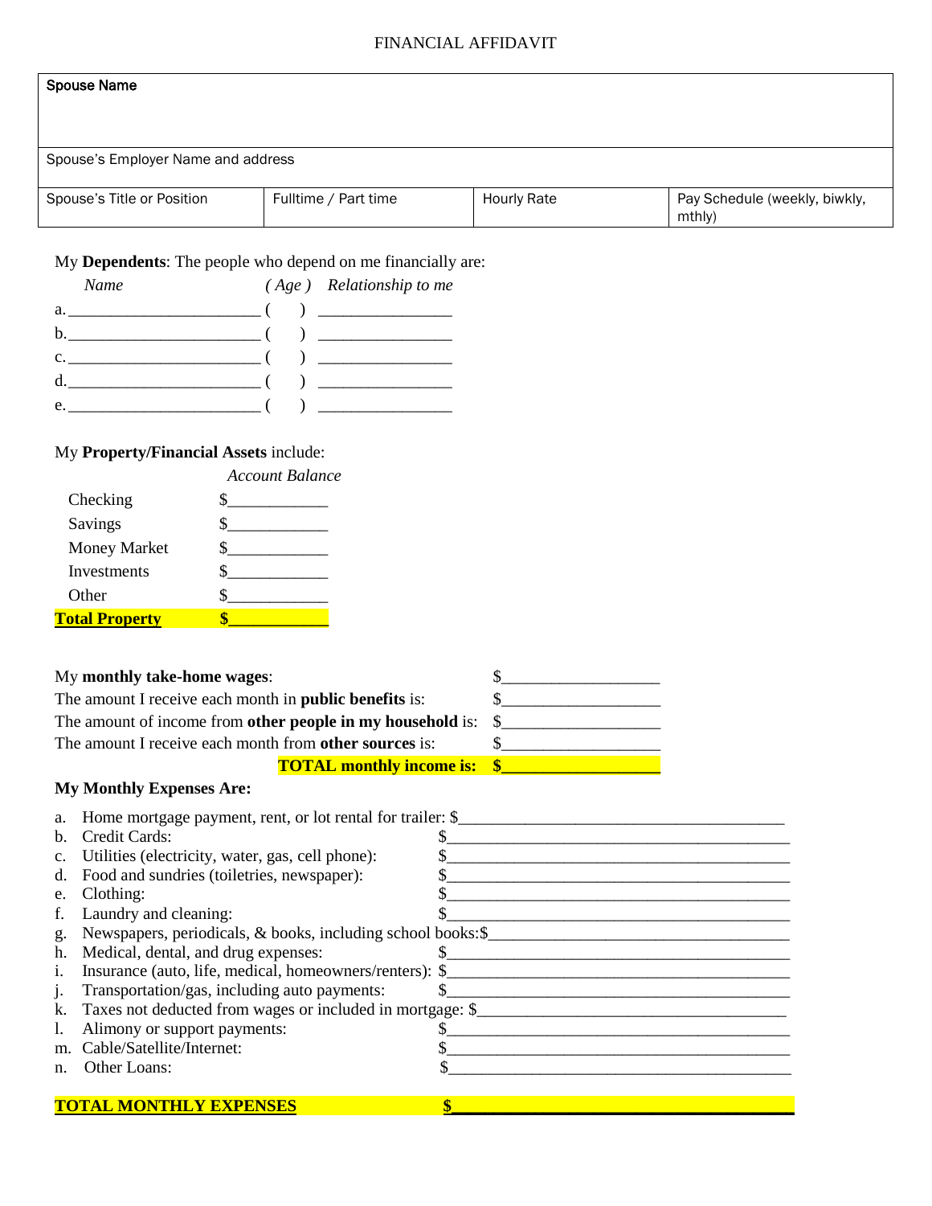# FINANCIAL AFFIDAVIT

| Spouse Name | | | |
|---|---|---|---|
| Spouse's Employer Name and address | | | |
| Spouse's Title or Position | Fulltime / Part time | Hourly Rate | Pay Schedule (weekly, biwkly, mthly) |

My **Dependents**: The people who depend on me financially are:

| | *Name* | *( Age )* | *Relationship to me* |
|---|---|---|---|
| a. | ______________________ | (    ) | ______________ |
| b. | ______________________ | (    ) | ______________ |
| c. | ______________________ | (    ) | ______________ |
| d. | ______________________ | (    ) | ______________ |
| e. | ______________________ | (    ) | ______________ |

My **Property/Financial Assets** include:

| | *Account Balance* |
|---|---|
| Checking | $___________ |
| Savings | $___________ |
| Money Market | $___________ |
| Investments | $___________ |
| Other | $___________ |
| **Total Property** | **$___________** |

| | |
|---|---|
| My **monthly take-home wages**: | $_________________ |
| The amount I receive each month in **public benefits** is: | $_________________ |
| The amount of income from **other people in my household** is: | $_________________ |
| The amount I receive each month from **other sources** is: | $_________________ |
| **TOTAL monthly income is:** | **$_________________** |

**My Monthly Expenses Are:**

a. Home mortgage payment, rent, or lot rental for trailer: $_____________________________________

b. Credit Cards: $_____________________________________

c. Utilities (electricity, water, gas, cell phone): $_____________________________________

d. Food and sundries (toiletries, newspaper): $_____________________________________

e. Clothing: $_____________________________________

f. Laundry and cleaning: $_____________________________________

g. Newspapers, periodicals, & books, including school books:$_____________________________________

h. Medical, dental, and drug expenses: $_____________________________________

i. Insurance (auto, life, medical, homeowners/renters): $_____________________________________

j. Transportation/gas, including auto payments: $_____________________________________

k. Taxes not deducted from wages or included in mortgage: $_____________________________________

l. Alimony or support payments: $_____________________________________

m. Cable/Satellite/Internet: $_____________________________________

n. Other Loans: $_____________________________________

**TOTAL MONTHLY EXPENSES** **$_____________________________________**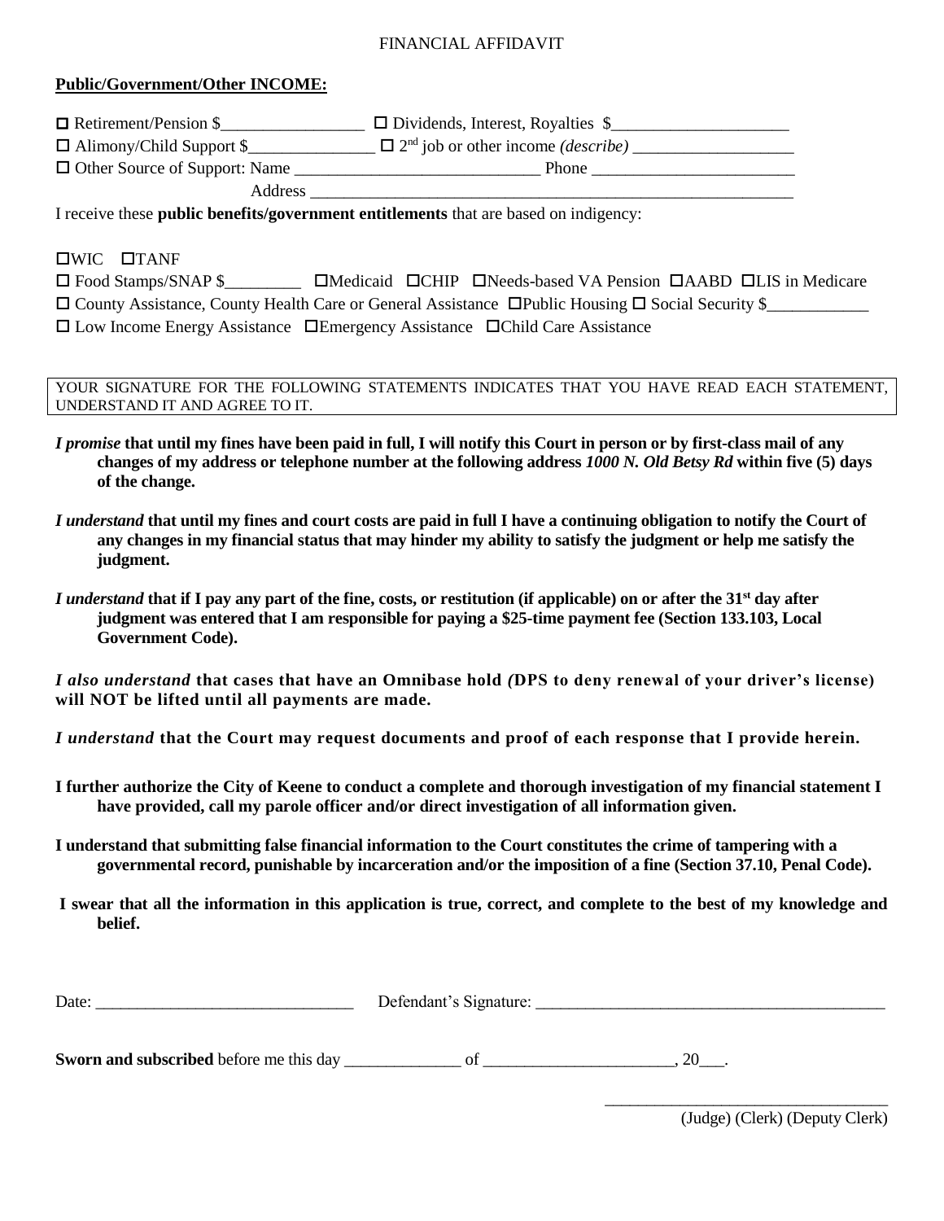FINANCIAL AFFIDAVIT

**Public/Government/Other INCOME:**

☐ Retirement/Pension $_________________ ☐ Dividends, Interest, Royalties $_____________________

☐ Alimony/Child Support $_______________ ☐ 2nd job or other income *(describe)* ___________________

☐ Other Source of Support: Name _____________________________ Phone ________________________

Address ____________________________________________________________

I receive these **public benefits/government entitlements** that are based on indigency:

☐WIC ☐TANF

☐ Food Stamps/SNAP $_________ ☐Medicaid ☐CHIP ☐Needs-based VA Pension ☐AABD ☐LIS in Medicare

☐ County Assistance, County Health Care or General Assistance ☐Public Housing ☐ Social Security $____________

☐ Low Income Energy Assistance ☐Emergency Assistance ☐Child Care Assistance

YOUR SIGNATURE FOR THE FOLLOWING STATEMENTS INDICATES THAT YOU HAVE READ EACH STATEMENT, UNDERSTAND IT AND AGREE TO IT.

***I promise*** **that until my fines have been paid in full, I will notify this Court in person or by first-class mail of any changes of my address or telephone number at the following address *1000 N. Old Betsy Rd* within five (5) days of the change.**

***I understand*** **that until my fines and court costs are paid in full I have a continuing obligation to notify the Court of any changes in my financial status that may hinder my ability to satisfy the judgment or help me satisfy the judgment.**

***I understand*** **that if I pay any part of the fine, costs, or restitution (if applicable) on or after the 31st day after judgment was entered that I am responsible for paying a $25-time payment fee (Section 133.103, Local Government Code).**

***I also understand*** **that cases that have an Omnibase hold *(*DPS to deny renewal of your driver's license) will NOT be lifted until all payments are made.**

***I understand*** **that the Court may request documents and proof of each response that I provide herein.**

**I further authorize the City of Keene to conduct a complete and thorough investigation of my financial statement I have provided, call my parole officer and/or direct investigation of all information given.**

**I understand that submitting false financial information to the Court constitutes the crime of tampering with a governmental record, punishable by incarceration and/or the imposition of a fine (Section 37.10, Penal Code).**

**I swear that all the information in this application is true, correct, and complete to the best of my knowledge and belief.**

Date: ______________________________ Defendant's Signature: ___________________________________________

**Sworn and subscribed** before me this day _____________ of ______________________, 20___.

___________________________________

(Judge) (Clerk) (Deputy Clerk)